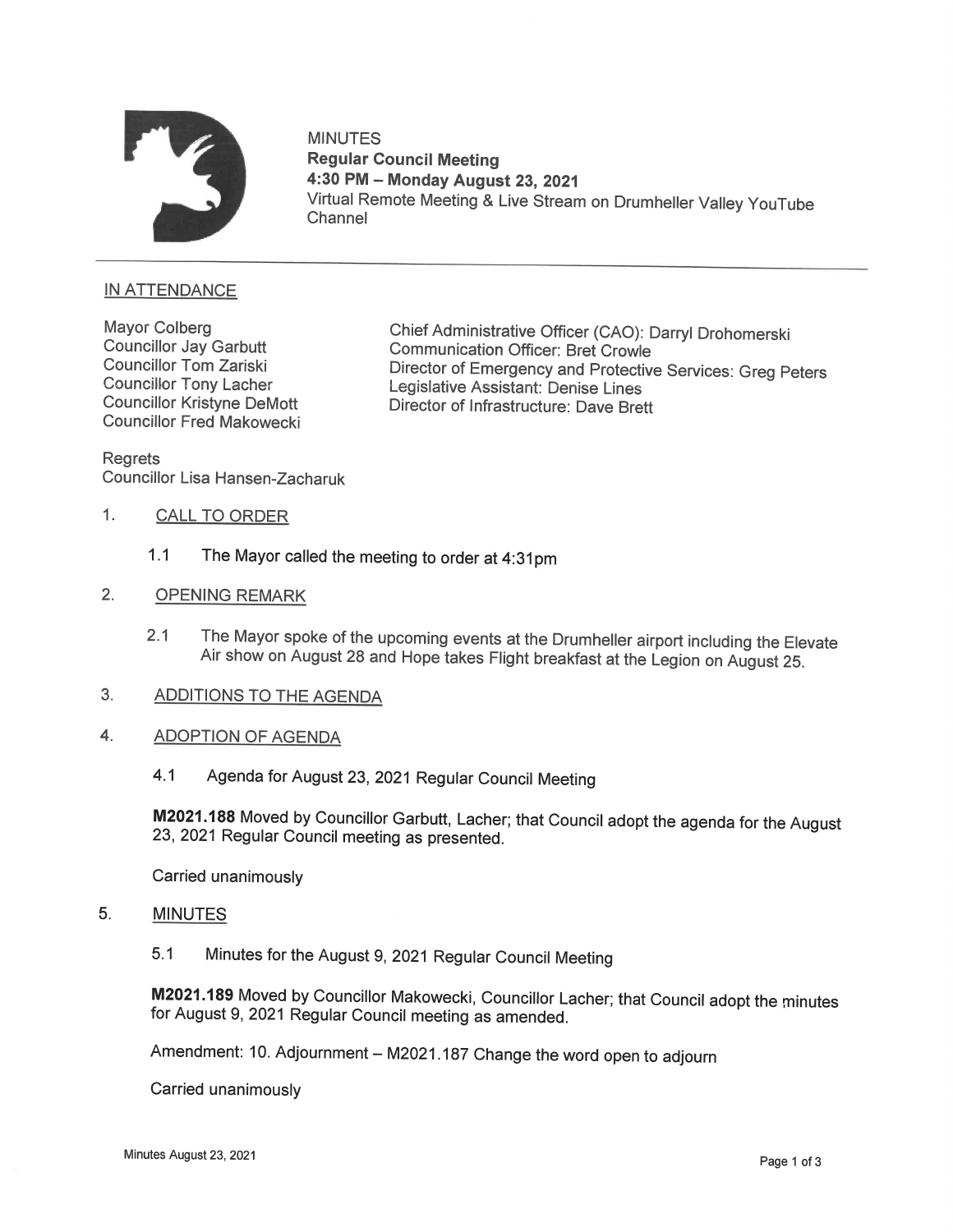MINUTES

**Regular Council Meeting**

**4:30 PM – Monday August 23, 2021**

Virtual Remote Meeting & Live Stream on Drumheller Valley YouTube Channel

## IN ATTENDANCE

Mayor Colberg
Councillor Jay Garbutt
Councillor Tom Zariski
Councillor Tony Lacher
Councillor Kristyne DeMott
Councillor Fred Makowecki

Chief Administrative Officer (CAO): Darryl Drohomerski
Communication Officer: Bret Crowle
Director of Emergency and Protective Services: Greg Peters
Legislative Assistant: Denise Lines
Director of Infrastructure: Dave Brett

Regrets
Councillor Lisa Hansen-Zacharuk

1. CALL TO ORDER

   1.1 The Mayor called the meeting to order at 4:31pm

2. OPENING REMARK

   2.1 The Mayor spoke of the upcoming events at the Drumheller airport including the Elevate Air show on August 28 and Hope takes Flight breakfast at the Legion on August 25.

3. ADDITIONS TO THE AGENDA

4. ADOPTION OF AGENDA

   4.1 Agenda for August 23, 2021 Regular Council Meeting

   **M2021.188** Moved by Councillor Garbutt, Lacher; that Council adopt the agenda for the August 23, 2021 Regular Council meeting as presented.

   Carried unanimously

5. MINUTES

   5.1 Minutes for the August 9, 2021 Regular Council Meeting

   **M2021.189** Moved by Councillor Makowecki, Councillor Lacher; that Council adopt the minutes for August 9, 2021 Regular Council meeting as amended.

   Amendment: 10. Adjournment – M2021.187 Change the word open to adjourn

   Carried unanimously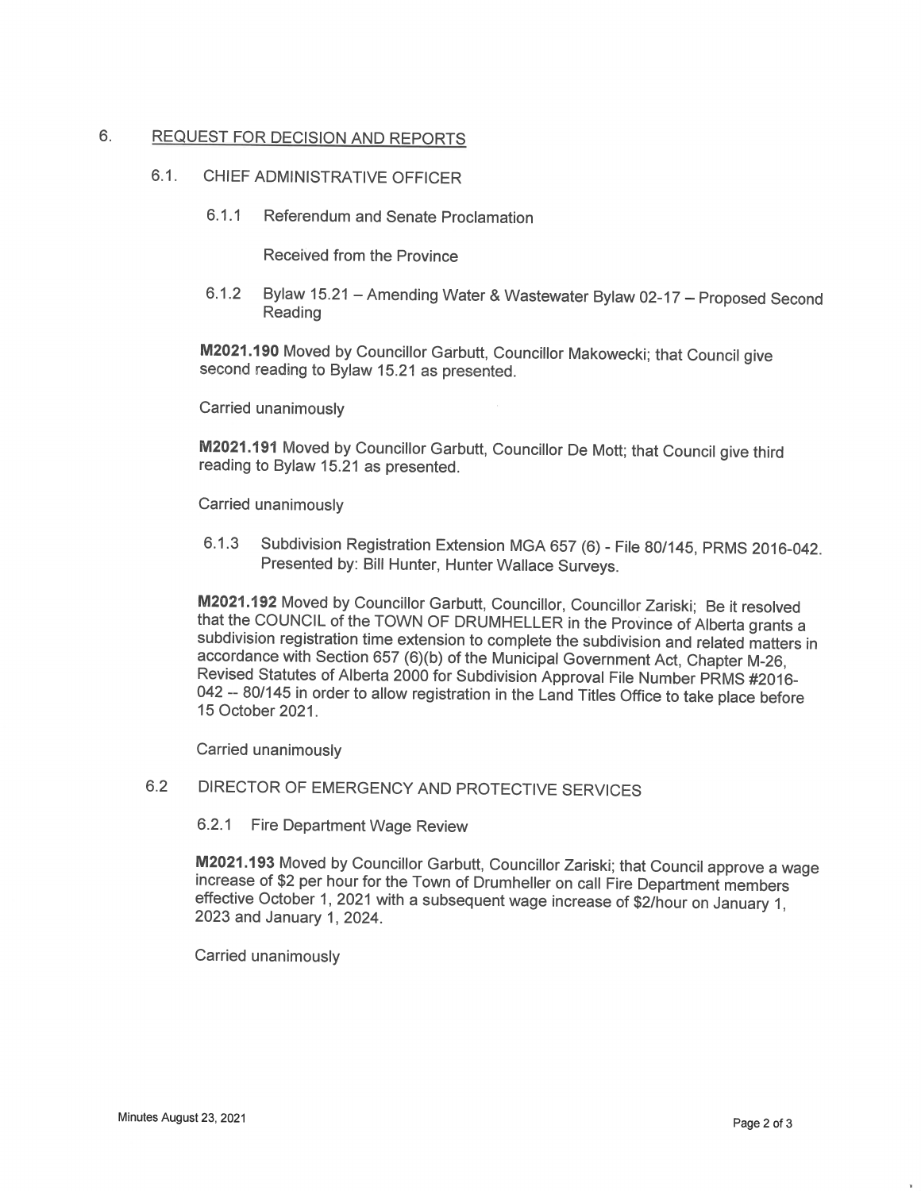## 6. REQUEST FOR DECISION AND REPORTS

### 6.1. CHIEF ADMINISTRATIVE OFFICER

#### 6.1.1 Referendum and Senate Proclamation

Received from the Province

#### 6.1.2 Bylaw 15.21 – Amending Water & Wastewater Bylaw 02-17 – Proposed Second Reading

**M2021.190** Moved by Councillor Garbutt, Councillor Makowecki; that Council give second reading to Bylaw 15.21 as presented.

Carried unanimously

**M2021.191** Moved by Councillor Garbutt, Councillor De Mott; that Council give third reading to Bylaw 15.21 as presented.

Carried unanimously

#### 6.1.3 Subdivision Registration Extension MGA 657 (6) - File 80/145, PRMS 2016-042. Presented by: Bill Hunter, Hunter Wallace Surveys.

**M2021.192** Moved by Councillor Garbutt, Councillor, Councillor Zariski; Be it resolved that the COUNCIL of the TOWN OF DRUMHELLER in the Province of Alberta grants a subdivision registration time extension to complete the subdivision and related matters in accordance with Section 657 (6)(b) of the Municipal Government Act, Chapter M-26, Revised Statutes of Alberta 2000 for Subdivision Approval File Number PRMS #2016-042 -- 80/145 in order to allow registration in the Land Titles Office to take place before 15 October 2021.

Carried unanimously

### 6.2 DIRECTOR OF EMERGENCY AND PROTECTIVE SERVICES

#### 6.2.1 Fire Department Wage Review

**M2021.193** Moved by Councillor Garbutt, Councillor Zariski; that Council approve a wage increase of $2 per hour for the Town of Drumheller on call Fire Department members effective October 1, 2021 with a subsequent wage increase of $2/hour on January 1, 2023 and January 1, 2024.

Carried unanimously

Minutes August 23, 2021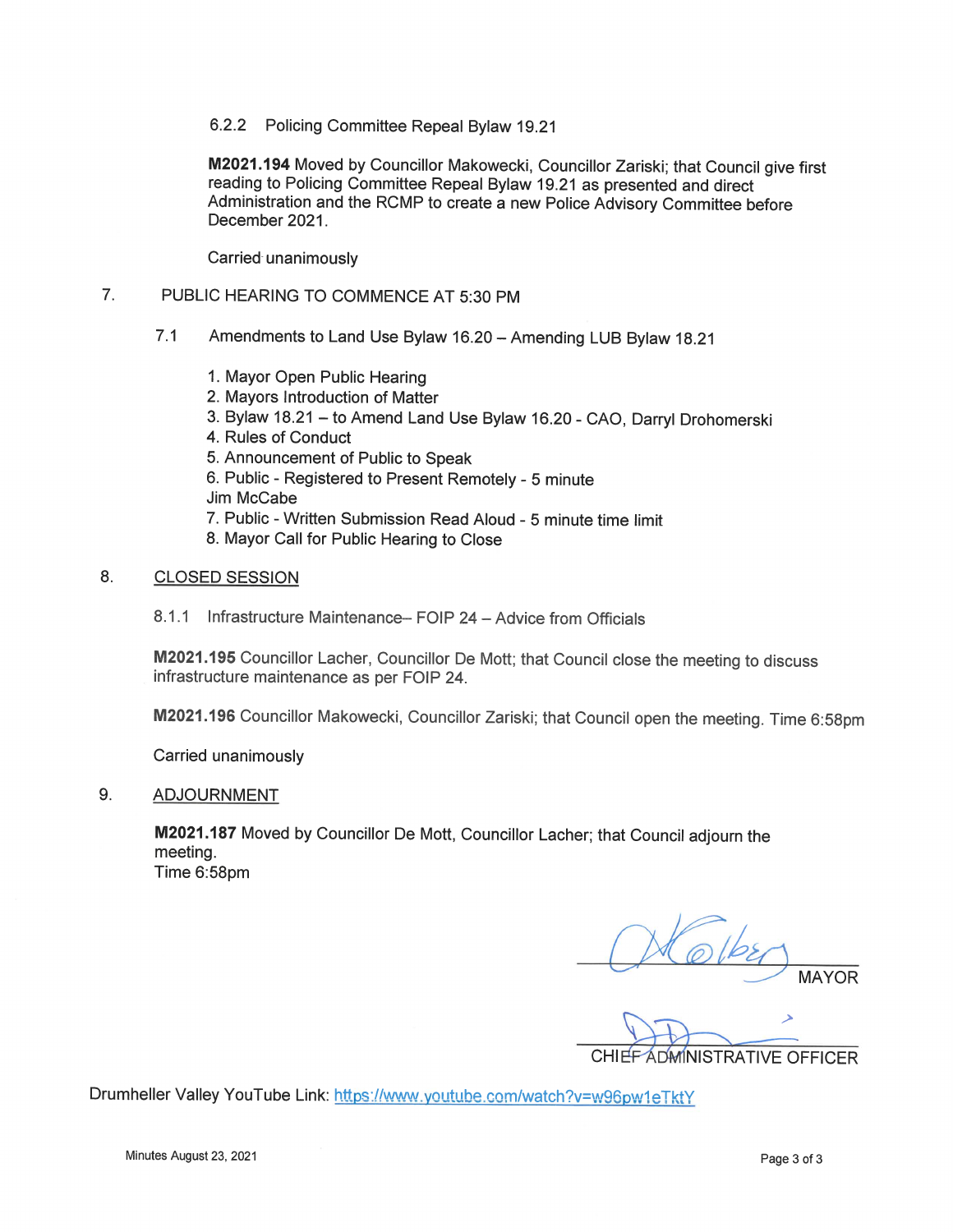6.2.2 Policing Committee Repeal Bylaw 19.21

**M2021.194** Moved by Councillor Makowecki, Councillor Zariski; that Council give first reading to Policing Committee Repeal Bylaw 19.21 as presented and direct Administration and the RCMP to create a new Police Advisory Committee before December 2021.

Carried unanimously

7. PUBLIC HEARING TO COMMENCE AT 5:30 PM

7.1 Amendments to Land Use Bylaw 16.20 – Amending LUB Bylaw 18.21

1. Mayor Open Public Hearing
2. Mayors Introduction of Matter
3. Bylaw 18.21 – to Amend Land Use Bylaw 16.20 - CAO, Darryl Drohomerski
4. Rules of Conduct
5. Announcement of Public to Speak
6. Public - Registered to Present Remotely - 5 minute
   Jim McCabe
7. Public - Written Submission Read Aloud - 5 minute time limit
8. Mayor Call for Public Hearing to Close

8. CLOSED SESSION

8.1.1 Infrastructure Maintenance– FOIP 24 – Advice from Officials

**M2021.195** Councillor Lacher, Councillor De Mott; that Council close the meeting to discuss infrastructure maintenance as per FOIP 24.

**M2021.196** Councillor Makowecki, Councillor Zariski; that Council open the meeting. Time 6:58pm

Carried unanimously

9. ADJOURNMENT

**M2021.187** Moved by Councillor De Mott, Councillor Lacher; that Council adjourn the meeting.
Time 6:58pm

MAYOR

CHIEF ADMINISTRATIVE OFFICER

Drumheller Valley YouTube Link: https://www.youtube.com/watch?v=w96pw1eTktY

Minutes August 23, 2021